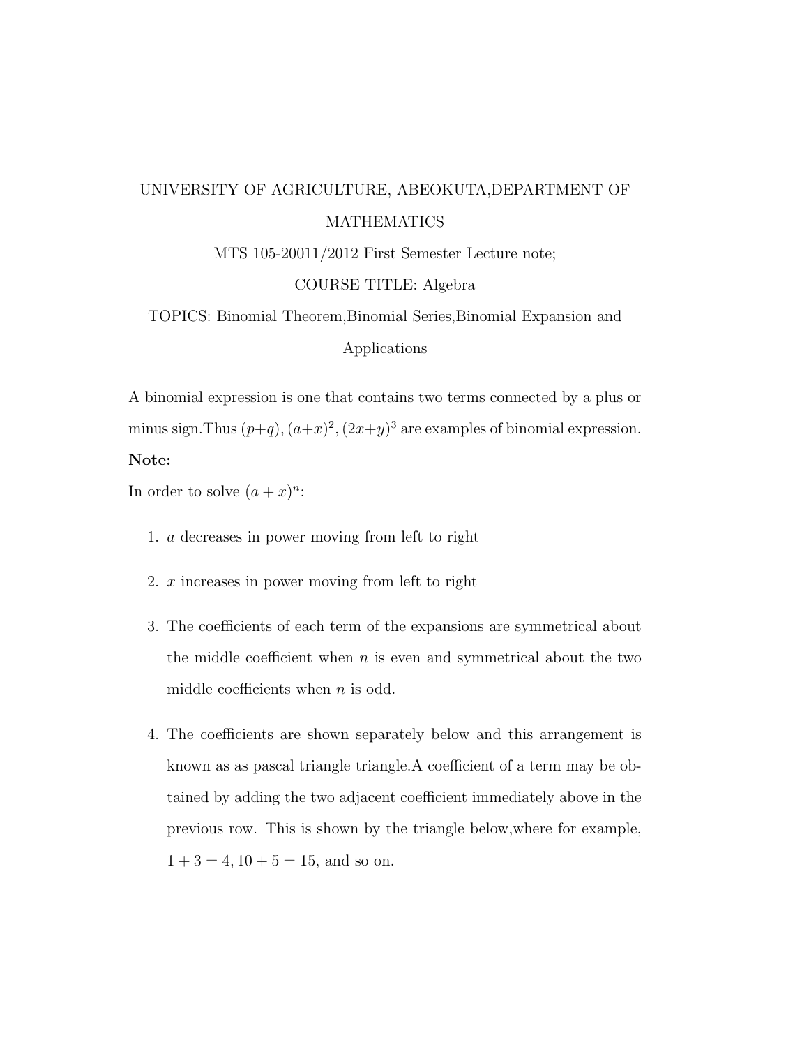UNIVERSITY OF AGRICULTURE, ABEOKUTA,DEPARTMENT OF MATHEMATICS

MTS 105-20011/2012 First Semester Lecture note;

COURSE TITLE: Algebra

TOPICS: Binomial Theorem,Binomial Series,Binomial Expansion and Applications

A binomial expression is one that contains two terms connected by a plus or minus sign.Thus $(p+q)$, $(a+x)^2$, $(2x+y)^3$ are examples of binomial expression.

**Note:**

In order to solve $(a+x)^n$:

1. $a$ decreases in power moving from left to right
2. $x$ increases in power moving from left to right
3. The coefficients of each term of the expansions are symmetrical about the middle coefficient when $n$ is even and symmetrical about the two middle coefficients when $n$ is odd.
4. The coefficients are shown separately below and this arrangement is known as as pascal triangle triangle.A coefficient of a term may be obtained by adding the two adjacent coefficient immediately above in the previous row. This is shown by the triangle below,where for example, $1+3=4, 10+5=15$, and so on.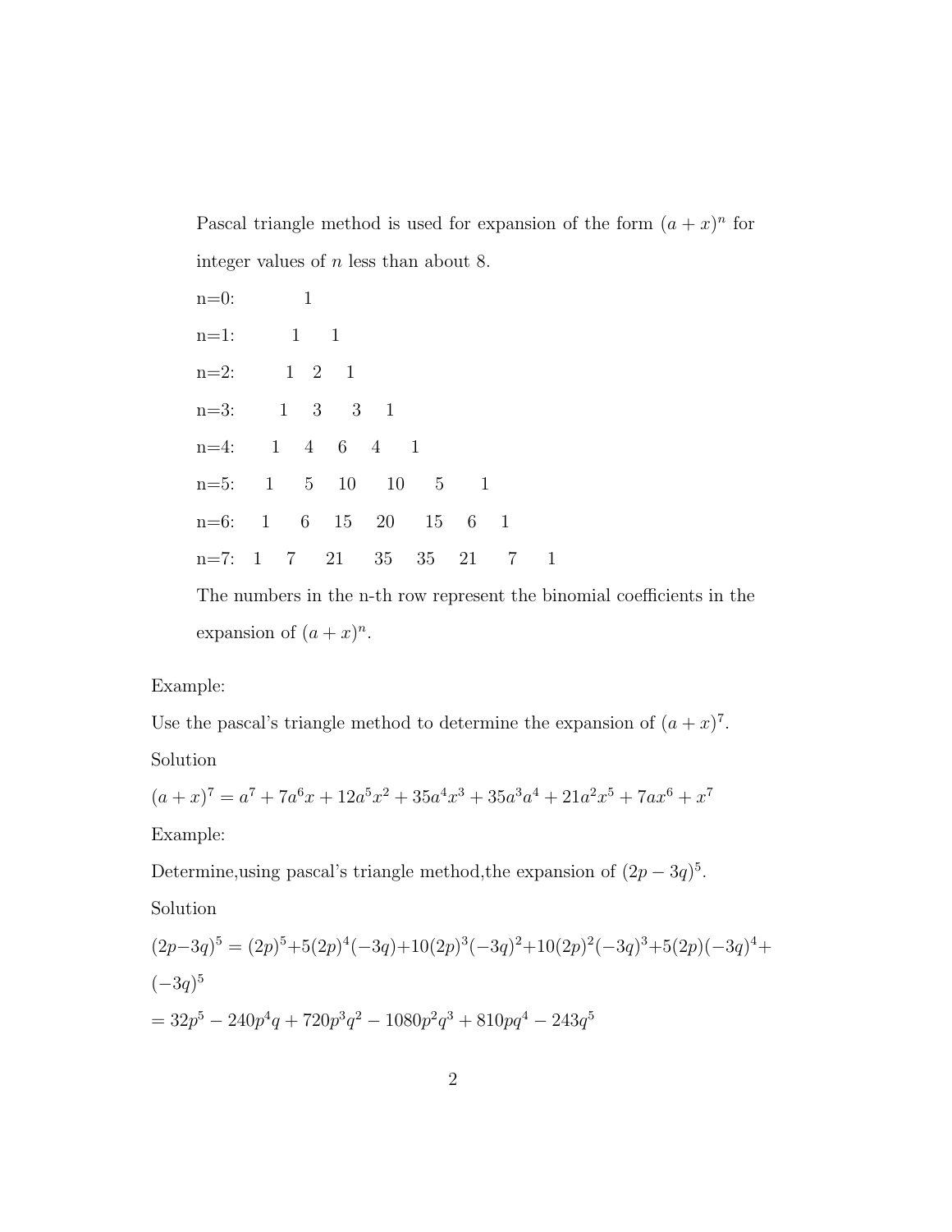Pascal triangle method is used for expansion of the form $(a + x)^n$ for integer values of $n$ less than about 8.

n=0: 1

n=1: 1 1

n=2: 1 2 1

n=3: 1 3 3 1

n=4: 1 4 6 4 1

n=5: 1 5 10 10 5 1

n=6: 1 6 15 20 15 6 1

n=7: 1 7 21 35 35 21 7 1

The numbers in the n-th row represent the binomial coefficients in the expansion of $(a + x)^n$.

Example:

Use the pascal's triangle method to determine the expansion of $(a + x)^7$.

Solution

$(a + x)^7 = a^7 + 7a^6x + 12a^5x^2 + 35a^4x^3 + 35a^3a^4 + 21a^2x^5 + 7ax^6 + x^7$

Example:

Determine,using pascal's triangle method,the expansion of $(2p - 3q)^5$.

Solution

$(2p-3q)^5 = (2p)^5+5(2p)^4(-3q)+10(2p)^3(-3q)^2+10(2p)^2(-3q)^3+5(2p)(-3q)^4+(-3q)^5$

$= 32p^5 - 240p^4q + 720p^3q^2 - 1080p^2q^3 + 810pq^4 - 243q^5$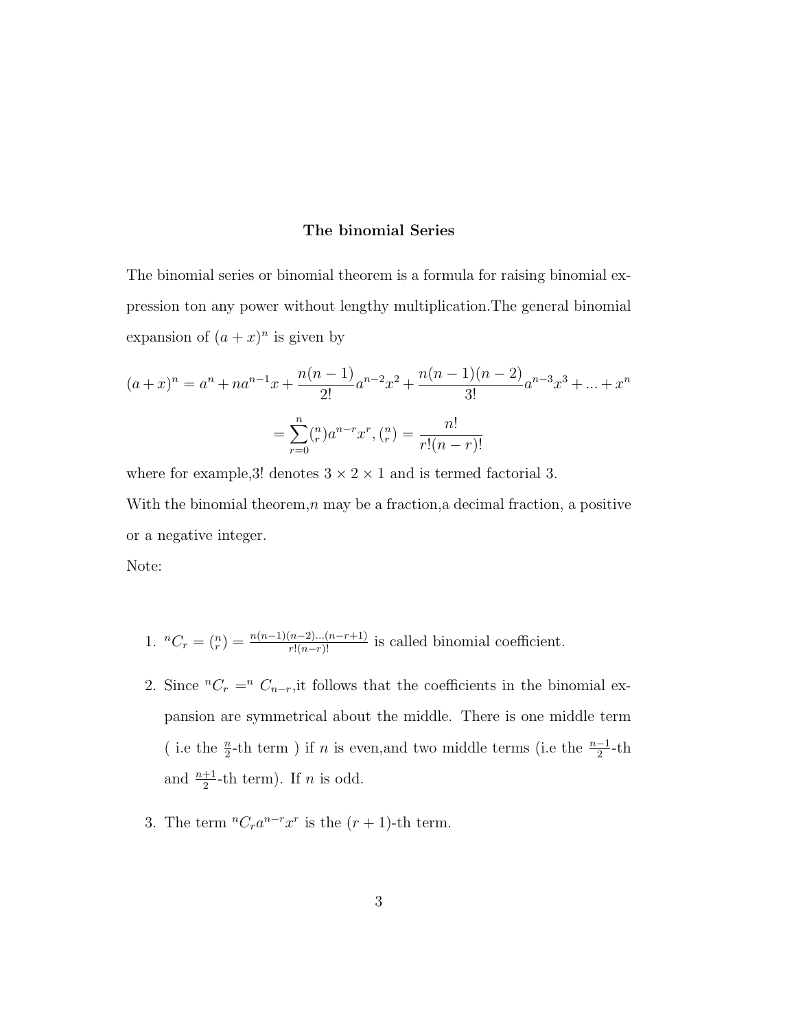## The binomial Series

The binomial series or binomial theorem is a formula for raising binomial expression ton any power without lengthy multiplication.The general binomial expansion of $(a+x)^n$ is given by

$$(a+x)^n = a^n + na^{n-1}x + \frac{n(n-1)}{2!}a^{n-2}x^2 + \frac{n(n-1)(n-2)}{3!}a^{n-3}x^3 + ... + x^n$$

$$= \sum_{r=0}^{n} \binom{n}{r} a^{n-r}x^r, \binom{n}{r} = \frac{n!}{r!(n-r)!}$$

where for example,3! denotes $3 \times 2 \times 1$ and is termed factorial 3.

With the binomial theorem,$n$ may be a fraction,a decimal fraction, a positive or a negative integer.

Note:

1. ${}^nC_r = \binom{n}{r} = \frac{n(n-1)(n-2)...(n-r+1)}{r!(n-r)!}$ is called binomial coefficient.

2. Since ${}^nC_r = {}^n C_{n-r}$,it follows that the coefficients in the binomial expansion are symmetrical about the middle. There is one middle term ( i.e the $\frac{n}{2}$-th term ) if $n$ is even,and two middle terms (i.e the $\frac{n-1}{2}$-th and $\frac{n+1}{2}$-th term). If $n$ is odd.

3. The term ${}^nC_r a^{n-r}x^r$ is the $(r+1)$-th term.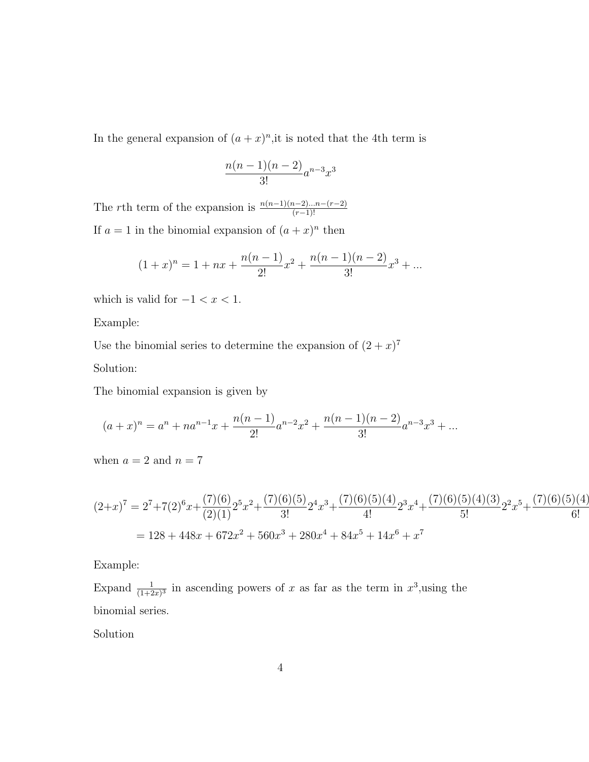In the general expansion of $(a+x)^n$,it is noted that the 4th term is

$$\frac{n(n-1)(n-2)}{3!}a^{n-3}x^3$$

The $r$th term of the expansion is $\frac{n(n-1)(n-2)...n-(r-2)}{(r-1)!}$

If $a = 1$ in the binomial expansion of $(a+x)^n$ then

$$(1+x)^n = 1 + nx + \frac{n(n-1)}{2!}x^2 + \frac{n(n-1)(n-2)}{3!}x^3 + ...$$

which is valid for $-1 < x < 1$.

Example:

Use the binomial series to determine the expansion of $(2+x)^7$

Solution:

The binomial expansion is given by

$$(a+x)^n = a^n + na^{n-1}x + \frac{n(n-1)}{2!}a^{n-2}x^2 + \frac{n(n-1)(n-2)}{3!}a^{n-3}x^3 + ...$$

when $a = 2$ and $n = 7$

$$(2+x)^7 = 2^7 + 7(2)^6x + \frac{(7)(6)}{(2)(1)}2^5x^2 + \frac{(7)(6)(5)}{3!}2^4x^3 + \frac{(7)(6)(5)(4)}{4!}2^3x^4 + \frac{(7)(6)(5)(4)(3)}{5!}2^2x^5 + \frac{(7)(6)(5)(4)}{6!}$$

$$= 128 + 448x + 672x^2 + 560x^3 + 280x^4 + 84x^5 + 14x^6 + x^7$$

Example:

Expand $\frac{1}{(1+2x)^3}$ in ascending powers of $x$ as far as the term in $x^3$,using the binomial series.

Solution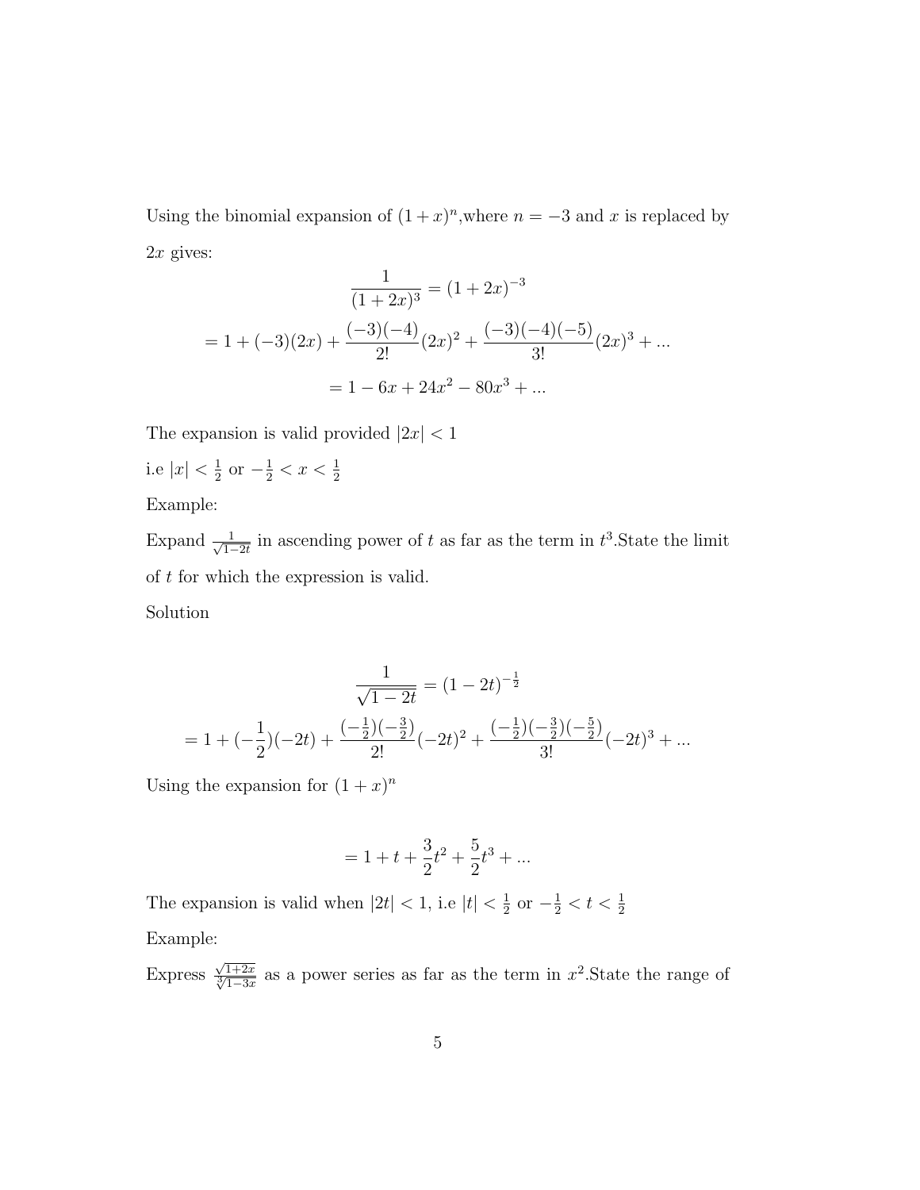Using the binomial expansion of $(1+x)^n$,where $n=-3$ and $x$ is replaced by $2x$ gives:

$$\frac{1}{(1+2x)^3} = (1+2x)^{-3}$$

$$= 1 + (-3)(2x) + \frac{(-3)(-4)}{2!}(2x)^2 + \frac{(-3)(-4)(-5)}{3!}(2x)^3 + ...$$

$$= 1 - 6x + 24x^2 - 80x^3 + ...$$

The expansion is valid provided $|2x| < 1$

i.e $|x| < \frac{1}{2}$ or $-\frac{1}{2} < x < \frac{1}{2}$

Example:

Expand $\frac{1}{\sqrt{1-2t}}$ in ascending power of $t$ as far as the term in $t^3$.State the limit of $t$ for which the expression is valid.

Solution

$$\frac{1}{\sqrt{1-2t}} = (1-2t)^{-\frac{1}{2}}$$

$$= 1 + (-\frac{1}{2})(-2t) + \frac{(-\frac{1}{2})(-\frac{3}{2})}{2!}(-2t)^2 + \frac{(-\frac{1}{2})(-\frac{3}{2})(-\frac{5}{2})}{3!}(-2t)^3 + ...$$

Using the expansion for $(1+x)^n$

$$= 1 + t + \frac{3}{2}t^2 + \frac{5}{2}t^3 + ...$$

The expansion is valid when $|2t| < 1$, i.e $|t| < \frac{1}{2}$ or $-\frac{1}{2} < t < \frac{1}{2}$

Example:

Express $\frac{\sqrt{1+2x}}{\sqrt[3]{1-3x}}$ as a power series as far as the term in $x^2$.State the range of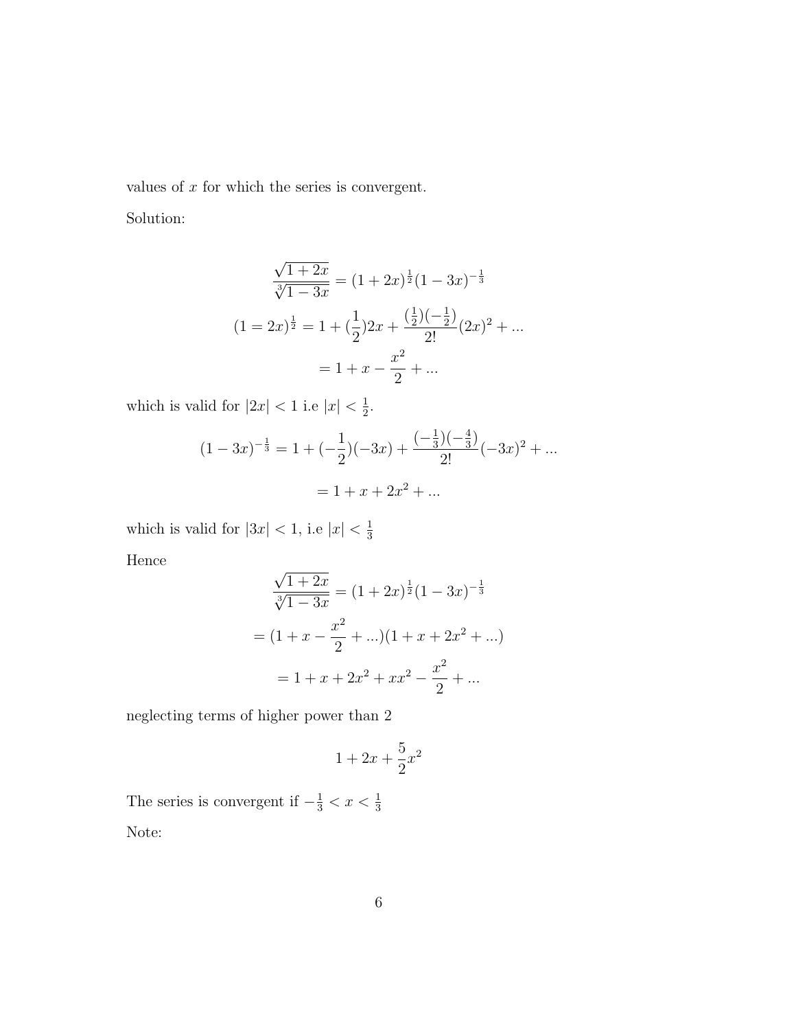values of $x$ for which the series is convergent.

Solution:

$$\frac{\sqrt{1+2x}}{\sqrt[3]{1-3x}} = (1+2x)^{\frac{1}{2}}(1-3x)^{-\frac{1}{3}}$$

$$(1=2x)^{\frac{1}{2}} = 1 + (\frac{1}{2})2x + \frac{(\frac{1}{2})(-\frac{1}{2})}{2!}(2x)^2 + ...$$

$$= 1 + x - \frac{x^2}{2} + ...$$

which is valid for $|2x| < 1$ i.e $|x| < \frac{1}{2}$.

$$(1-3x)^{-\frac{1}{3}} = 1 + (-\frac{1}{2})(-3x) + \frac{(-\frac{1}{3})(-\frac{4}{3})}{2!}(-3x)^2 + ...$$

$$= 1 + x + 2x^2 + ...$$

which is valid for $|3x| < 1$, i.e $|x| < \frac{1}{3}$

Hence

$$\frac{\sqrt{1+2x}}{\sqrt[3]{1-3x}} = (1+2x)^{\frac{1}{2}}(1-3x)^{-\frac{1}{3}}$$

$$= (1 + x - \frac{x^2}{2} + ...)(1 + x + 2x^2 + ...)$$

$$= 1 + x + 2x^2 + xx^2 - \frac{x^2}{2} + ...$$

neglecting terms of higher power than 2

$$1 + 2x + \frac{5}{2}x^2$$

The series is convergent if $-\frac{1}{3} < x < \frac{1}{3}$

Note: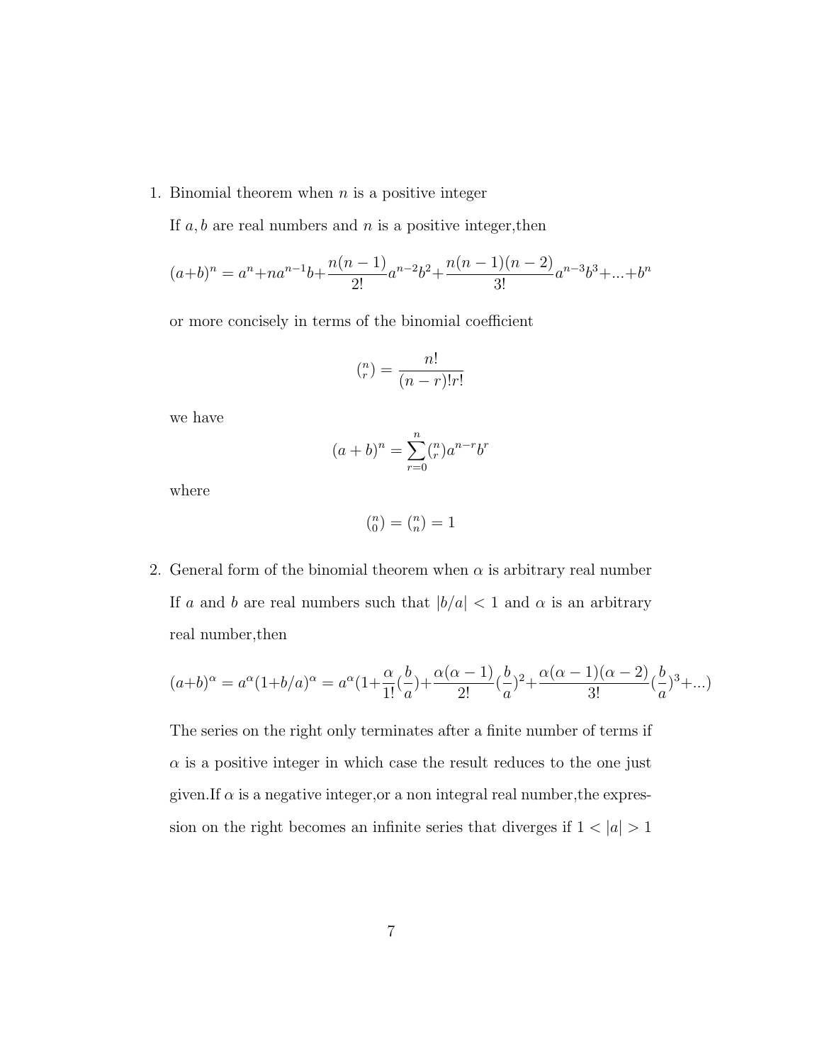1. Binomial theorem when $n$ is a positive integer

   If $a, b$ are real numbers and $n$ is a positive integer,then

   $$(a+b)^n = a^n + na^{n-1}b + \frac{n(n-1)}{2!}a^{n-2}b^2 + \frac{n(n-1)(n-2)}{3!}a^{n-3}b^3 + ... + b^n$$

   or more concisely in terms of the binomial coefficient

   $$\binom{n}{r} = \frac{n!}{(n-r)!r!}$$

   we have

   $$(a+b)^n = \sum_{r=0}^{n} \binom{n}{r} a^{n-r}b^r$$

   where

   $$\binom{n}{0} = \binom{n}{n} = 1$$

2. General form of the binomial theorem when $\alpha$ is arbitrary real number

   If $a$ and $b$ are real numbers such that $|b/a| < 1$ and $\alpha$ is an arbitrary real number,then

   $$(a+b)^\alpha = a^\alpha(1+b/a)^\alpha = a^\alpha(1 + \frac{\alpha}{1!}(\frac{b}{a}) + \frac{\alpha(\alpha-1)}{2!}(\frac{b}{a})^2 + \frac{\alpha(\alpha-1)(\alpha-2)}{3!}(\frac{b}{a})^3 + ...)$$

   The series on the right only terminates after a finite number of terms if $\alpha$ is a positive integer in which case the result reduces to the one just given.If $\alpha$ is a negative integer,or a non integral real number,the expression on the right becomes an infinite series that diverges if $1 < |a| > 1$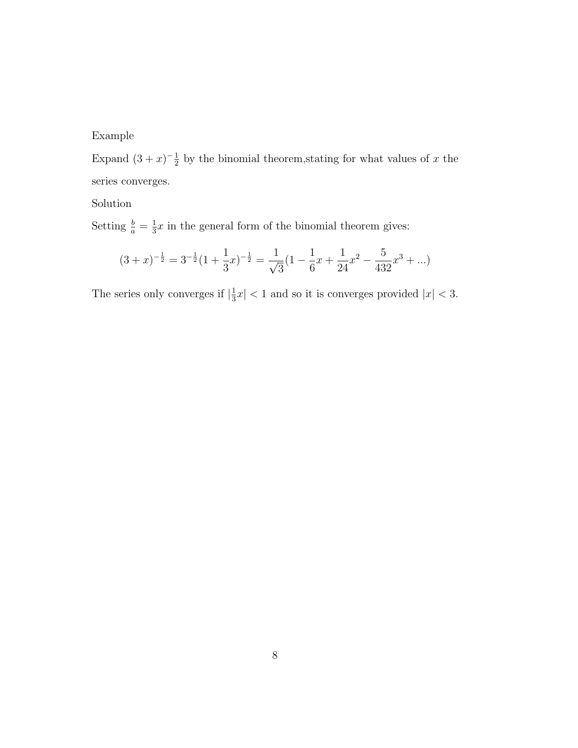Example

Expand $(3+x)^{-\frac{1}{2}}$ by the binomial theorem,stating for what values of $x$ the series converges.

Solution

Setting $\frac{b}{a} = \frac{1}{3}x$ in the general form of the binomial theorem gives:

$$(3+x)^{-\frac{1}{2}} = 3^{-\frac{1}{2}}(1+\frac{1}{3}x)^{-\frac{1}{2}} = \frac{1}{\sqrt{3}}(1 - \frac{1}{6}x + \frac{1}{24}x^2 - \frac{5}{432}x^3 + ...)$$

The series only converges if $|\frac{1}{3}x| < 1$ and so it is converges provided $|x| < 3$.